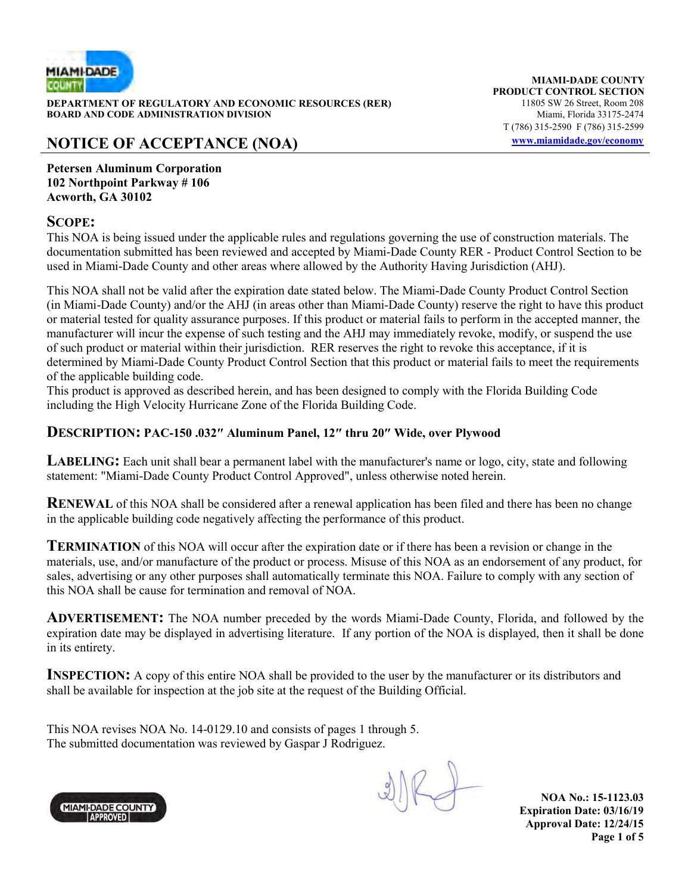MIAMI-DADE COUNTY

**DEPARTMENT OF REGULATORY AND ECONOMIC RESOURCES (RER)**
**BOARD AND CODE ADMINISTRATION DIVISION**

**MIAMI-DADE COUNTY**
**PRODUCT CONTROL SECTION**
11805 SW 26 Street, Room 208
Miami, Florida 33175-2474
T (786) 315-2590 F (786) 315-2599
www.miamidade.gov/economy

# NOTICE OF ACCEPTANCE (NOA)

**Petersen Aluminum Corporation**
**102 Northpoint Parkway # 106**
**Acworth, GA 30102**

## SCOPE:

This NOA is being issued under the applicable rules and regulations governing the use of construction materials. The documentation submitted has been reviewed and accepted by Miami-Dade County RER - Product Control Section to be used in Miami-Dade County and other areas where allowed by the Authority Having Jurisdiction (AHJ).

This NOA shall not be valid after the expiration date stated below. The Miami-Dade County Product Control Section (in Miami-Dade County) and/or the AHJ (in areas other than Miami-Dade County) reserve the right to have this product or material tested for quality assurance purposes. If this product or material fails to perform in the accepted manner, the manufacturer will incur the expense of such testing and the AHJ may immediately revoke, modify, or suspend the use of such product or material within their jurisdiction. RER reserves the right to revoke this acceptance, if it is determined by Miami-Dade County Product Control Section that this product or material fails to meet the requirements of the applicable building code.
This product is approved as described herein, and has been designed to comply with the Florida Building Code including the High Velocity Hurricane Zone of the Florida Building Code.

## DESCRIPTION: PAC-150 .032″ Aluminum Panel, 12″ thru 20″ Wide, over Plywood

**LABELING:** Each unit shall bear a permanent label with the manufacturer's name or logo, city, state and following statement: "Miami-Dade County Product Control Approved", unless otherwise noted herein.

**RENEWAL** of this NOA shall be considered after a renewal application has been filed and there has been no change in the applicable building code negatively affecting the performance of this product.

**TERMINATION** of this NOA will occur after the expiration date or if there has been a revision or change in the materials, use, and/or manufacture of the product or process. Misuse of this NOA as an endorsement of any product, for sales, advertising or any other purposes shall automatically terminate this NOA. Failure to comply with any section of this NOA shall be cause for termination and removal of NOA.

**ADVERTISEMENT:** The NOA number preceded by the words Miami-Dade County, Florida, and followed by the expiration date may be displayed in advertising literature. If any portion of the NOA is displayed, then it shall be done in its entirety.

**INSPECTION:** A copy of this entire NOA shall be provided to the user by the manufacturer or its distributors and shall be available for inspection at the job site at the request of the Building Official.

This NOA revises NOA No. 14-0129.10 and consists of pages 1 through 5.
The submitted documentation was reviewed by Gaspar J Rodriguez.

MIAMI-DADE COUNTY APPROVED

**NOA No.: 15-1123.03**
**Expiration Date: 03/16/19**
**Approval Date: 12/24/15**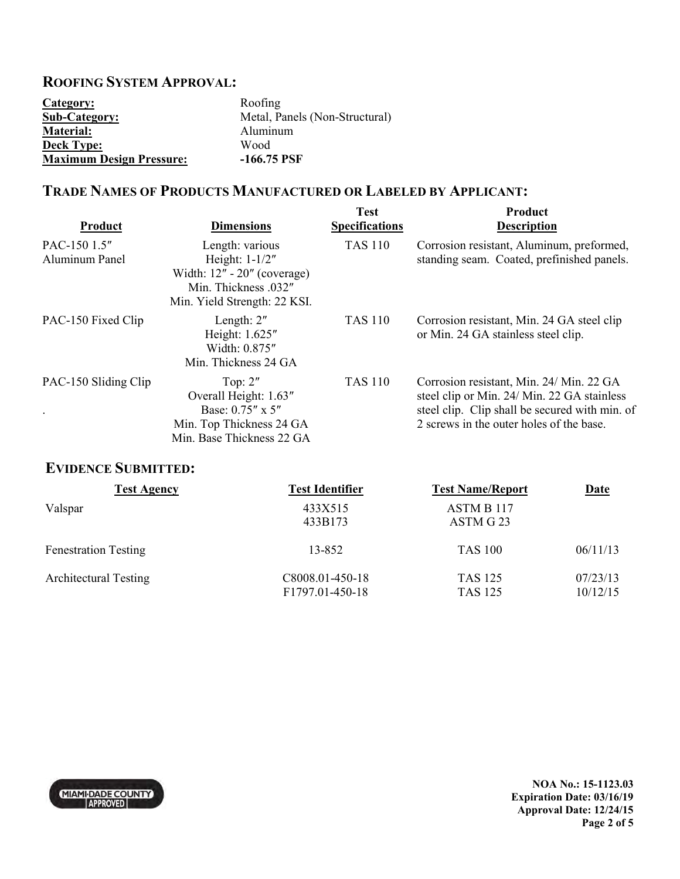## ROOFING SYSTEM APPROVAL:

| | |
|---|---|
| **Category:** | Roofing |
| **Sub-Category:** | Metal, Panels (Non-Structural) |
| **Material:** | Aluminum |
| **Deck Type:** | Wood |
| **Maximum Design Pressure:** | **-166.75 PSF** |

## TRADE NAMES OF PRODUCTS MANUFACTURED OR LABELED BY APPLICANT:

| Product | Dimensions | Test Specifications | Product Description |
|---|---|---|---|
| PAC-150 1.5″ Aluminum Panel | Length: various<br>Height: 1-1/2″<br>Width: 12″ - 20″ (coverage)<br>Min. Thickness .032″<br>Min. Yield Strength: 22 KSI. | TAS 110 | Corrosion resistant, Aluminum, preformed, standing seam. Coated, prefinished panels. |
| PAC-150 Fixed Clip | Length: 2″<br>Height: 1.625″<br>Width: 0.875″<br>Min. Thickness 24 GA | TAS 110 | Corrosion resistant, Min. 24 GA steel clip or Min. 24 GA stainless steel clip. |
| PAC-150 Sliding Clip<br>. | Top: 2″<br>Overall Height: 1.63″<br>Base: 0.75″ x 5″<br>Min. Top Thickness 24 GA<br>Min. Base Thickness 22 GA | TAS 110 | Corrosion resistant, Min. 24/ Min. 22 GA steel clip or Min. 24/ Min. 22 GA stainless steel clip. Clip shall be secured with min. of 2 screws in the outer holes of the base. |

## EVIDENCE SUBMITTED:

| Test Agency | Test Identifier | Test Name/Report | Date |
|---|---|---|---|
| Valspar | 433X515<br>433B173 | ASTM B 117<br>ASTM G 23 | |
| Fenestration Testing | 13-852 | TAS 100 | 06/11/13 |
| Architectural Testing | C8008.01-450-18<br>F1797.01-450-18 | TAS 125<br>TAS 125 | 07/23/13<br>10/12/15 |

**NOA No.: 15-1123.03**
**Expiration Date: 03/16/19**
**Approval Date: 12/24/15**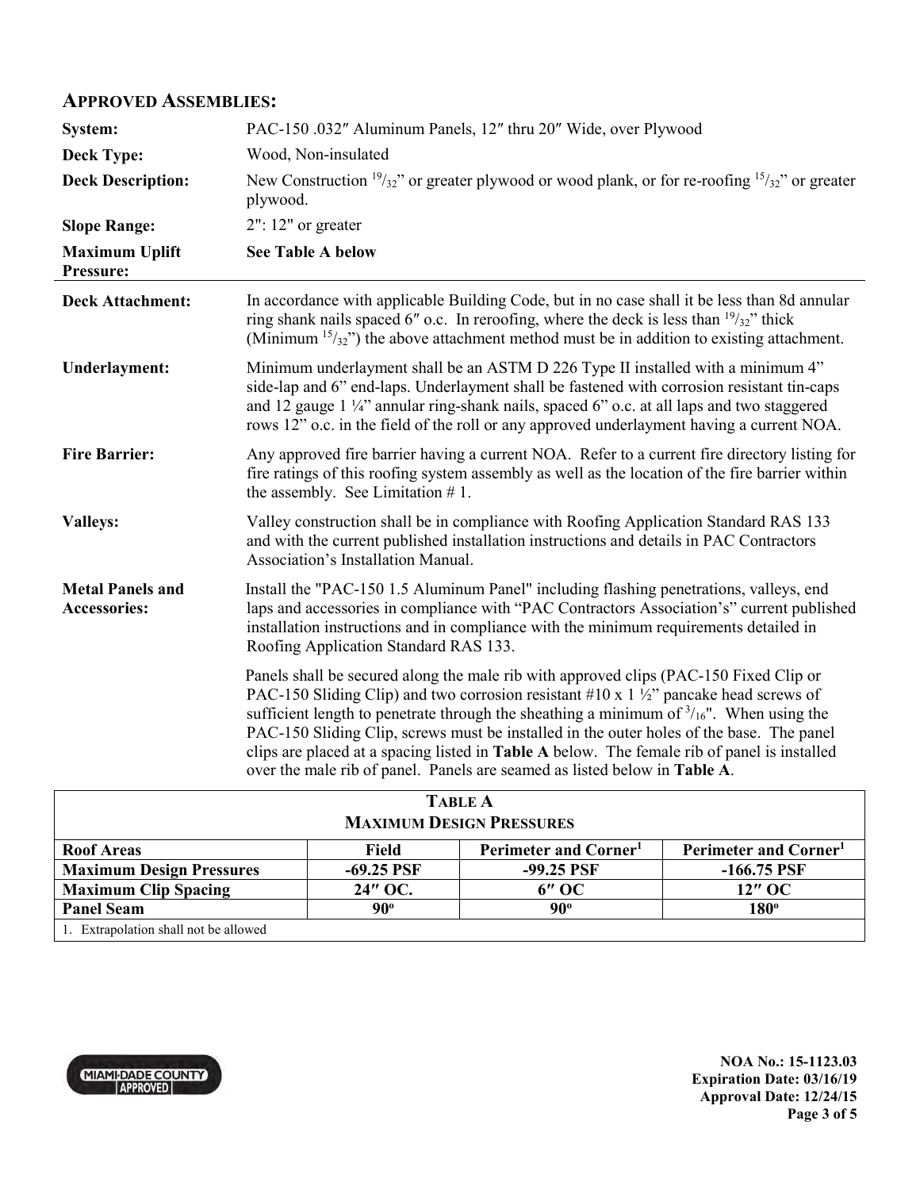## APPROVED ASSEMBLIES:

| | |
|---|---|
| **System:** | PAC-150 .032″ Aluminum Panels, 12″ thru 20″ Wide, over Plywood |
| **Deck Type:** | Wood, Non-insulated |
| **Deck Description:** | New Construction $^{19}/_{32}$" or greater plywood or wood plank, or for re-roofing $^{15}/_{32}$" or greater plywood. |
| **Slope Range:** | 2": 12" or greater |
| **Maximum Uplift Pressure:** | **See Table A below** |

**Deck Attachment:** In accordance with applicable Building Code, but in no case shall it be less than 8d annular ring shank nails spaced 6″ o.c. In reroofing, where the deck is less than $^{19}/_{32}$" thick (Minimum $^{15}/_{32}$") the above attachment method must be in addition to existing attachment.

**Underlayment:** Minimum underlayment shall be an ASTM D 226 Type II installed with a minimum 4" side-lap and 6" end-laps. Underlayment shall be fastened with corrosion resistant tin-caps and 12 gauge 1 ¼" annular ring-shank nails, spaced 6" o.c. at all laps and two staggered rows 12" o.c. in the field of the roll or any approved underlayment having a current NOA.

**Fire Barrier:** Any approved fire barrier having a current NOA. Refer to a current fire directory listing for fire ratings of this roofing system assembly as well as the location of the fire barrier within the assembly. See Limitation # 1.

**Valleys:** Valley construction shall be in compliance with Roofing Application Standard RAS 133 and with the current published installation instructions and details in PAC Contractors Association's Installation Manual.

**Metal Panels and Accessories:** Install the "PAC-150 1.5 Aluminum Panel" including flashing penetrations, valleys, end laps and accessories in compliance with "PAC Contractors Association's" current published installation instructions and in compliance with the minimum requirements detailed in Roofing Application Standard RAS 133.

Panels shall be secured along the male rib with approved clips (PAC-150 Fixed Clip or PAC-150 Sliding Clip) and two corrosion resistant #10 x 1 ½" pancake head screws of sufficient length to penetrate through the sheathing a minimum of $^{3}/_{16}$". When using the PAC-150 Sliding Clip, screws must be installed in the outer holes of the base. The panel clips are placed at a spacing listed in **Table A** below. The female rib of panel is installed over the male rib of panel. Panels are seamed as listed below in **Table A**.

**TABLE A**
**MAXIMUM DESIGN PRESSURES**

| Roof Areas | Field | Perimeter and Corner[1] | Perimeter and Corner[1] |
|---|---|---|---|
| **Maximum Design Pressures** | -69.25 PSF | -99.25 PSF | -166.75 PSF |
| **Maximum Clip Spacing** | 24″ OC. | 6″ OC | 12″ OC |
| **Panel Seam** | 90° | 90° | 180° |

1. Extrapolation shall not be allowed

NOA No.: 15-1123.03
Expiration Date: 03/16/19
Approval Date: 12/24/15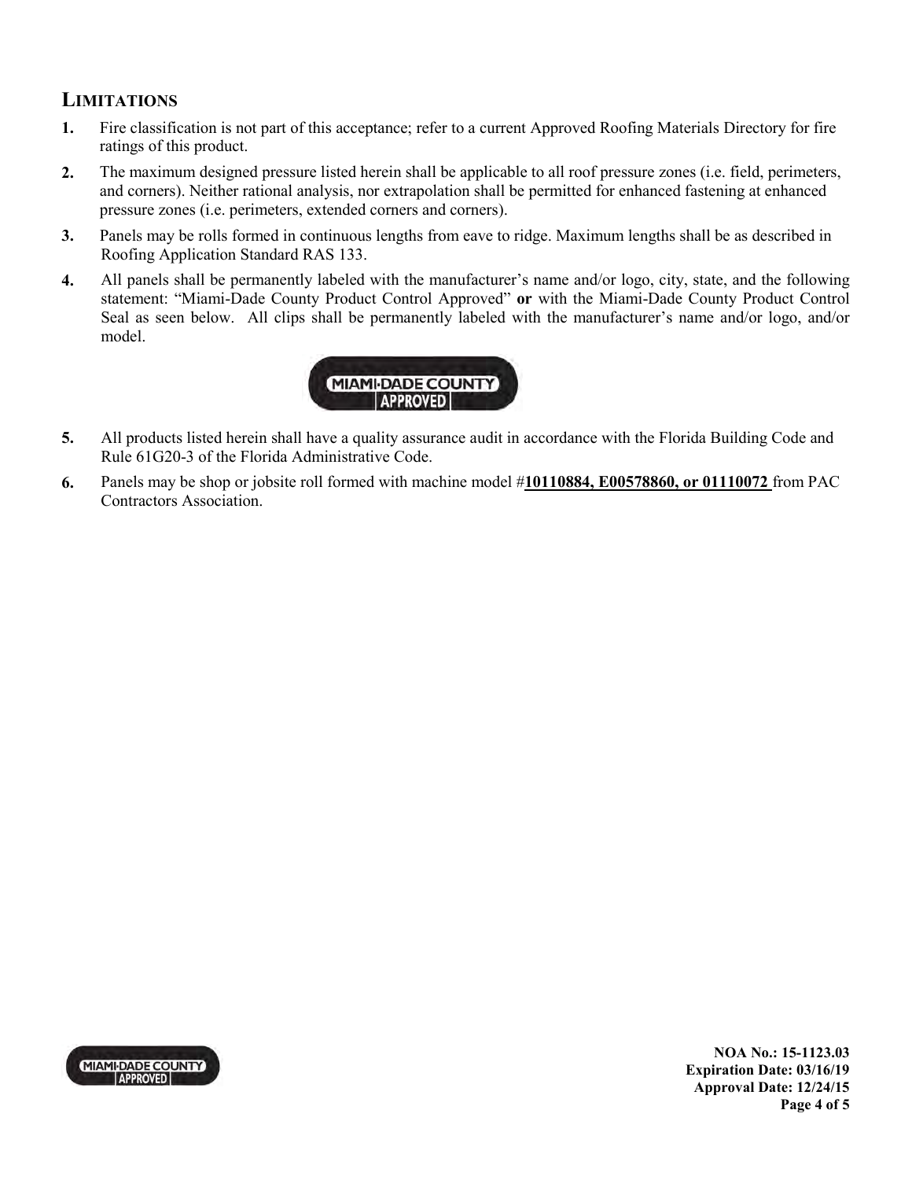## LIMITATIONS

1. Fire classification is not part of this acceptance; refer to a current Approved Roofing Materials Directory for fire ratings of this product.
2. The maximum designed pressure listed herein shall be applicable to all roof pressure zones (i.e. field, perimeters, and corners). Neither rational analysis, nor extrapolation shall be permitted for enhanced fastening at enhanced pressure zones (i.e. perimeters, extended corners and corners).
3. Panels may be rolls formed in continuous lengths from eave to ridge. Maximum lengths shall be as described in Roofing Application Standard RAS 133.
4. All panels shall be permanently labeled with the manufacturer's name and/or logo, city, state, and the following statement: "Miami-Dade County Product Control Approved" **or** with the Miami-Dade County Product Control Seal as seen below. All clips shall be permanently labeled with the manufacturer's name and/or logo, and/or model.

MIAMI-DADE COUNTY APPROVED

5. All products listed herein shall have a quality assurance audit in accordance with the Florida Building Code and Rule 61G20-3 of the Florida Administrative Code.
6. Panels may be shop or jobsite roll formed with machine model #**10110884, E00578860, or 01110072** from PAC Contractors Association.

**NOA No.: 15-1123.03**
**Expiration Date: 03/16/19**
**Approval Date: 12/24/15**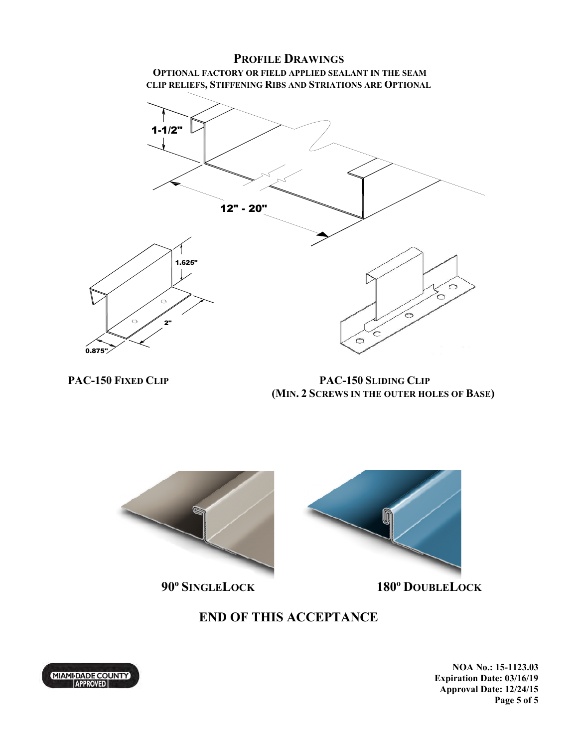## Profile Drawings

**Optional factory or field applied sealant in the seam**
**clip reliefs, Stiffening Ribs and Striations are Optional**

1-1/2"

12" - 20"

1.625"

2"

0.875"

**PAC-150 Fixed Clip**

**PAC-150 Sliding Clip**
**(Min. 2 Screws in the outer holes of Base)**

**90º SingleLock**

**180º DoubleLock**

## END OF THIS ACCEPTANCE

**NOA No.: 15-1123.03**
**Expiration Date: 03/16/19**
**Approval Date: 12/24/15**